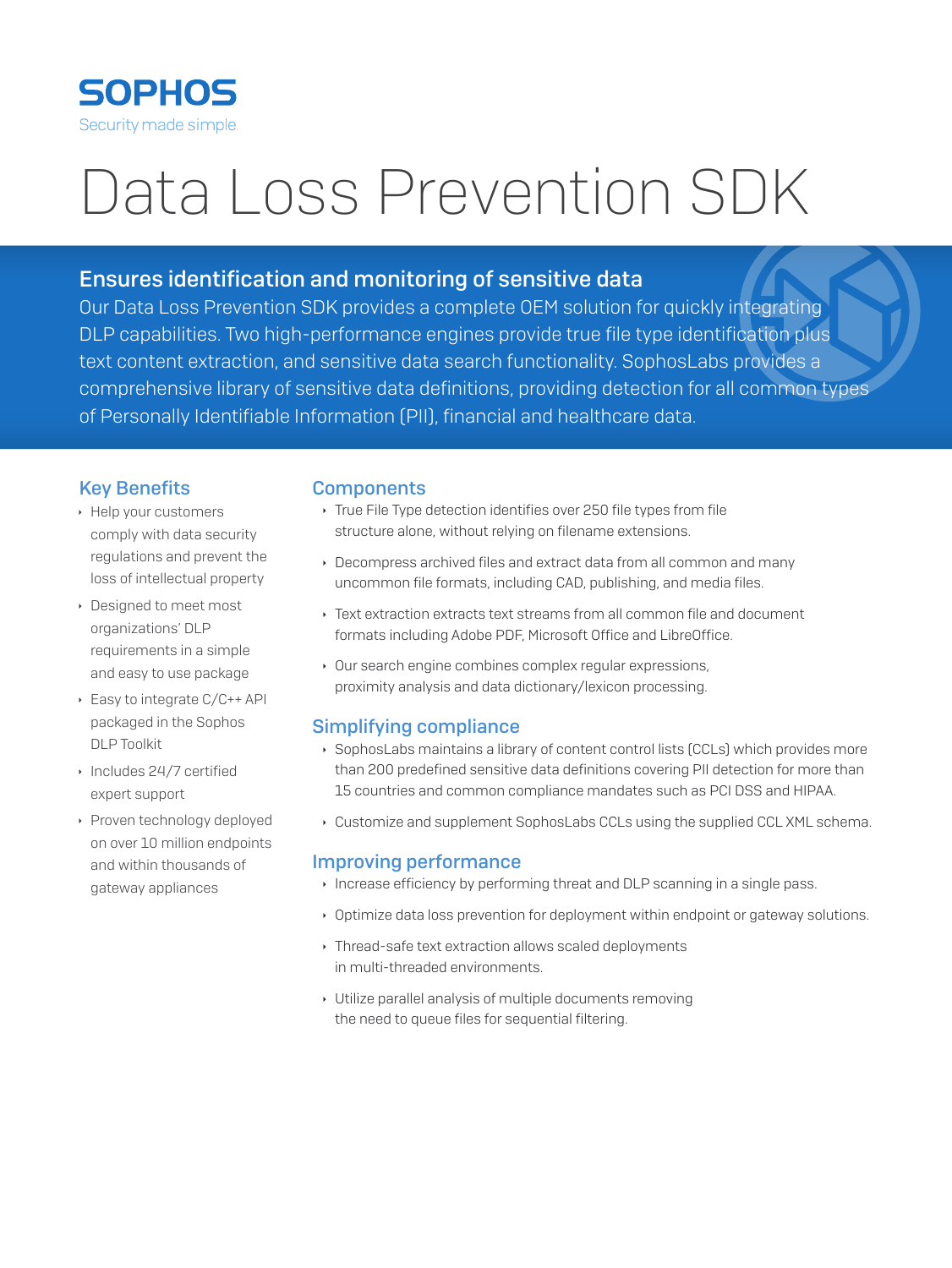SOPHOS

Security made simple.

# Data Loss Prevention SDK

## Ensures identification and monitoring of sensitive data

Our Data Loss Prevention SDK provides a complete OEM solution for quickly integrating DLP capabilities. Two high-performance engines provide true file type identification plus text content extraction, and sensitive data search functionality. SophosLabs provides a comprehensive library of sensitive data definitions, providing detection for all common types of Personally Identifiable Information (PII), financial and healthcare data.

### Key Benefits

- Help your customers comply with data security regulations and prevent the loss of intellectual property
- Designed to meet most organizations' DLP requirements in a simple and easy to use package
- Easy to integrate C/C++ API packaged in the Sophos DLP Toolkit
- Includes 24/7 certified expert support
- Proven technology deployed on over 10 million endpoints and within thousands of gateway appliances

### Components

- True File Type detection identifies over 250 file types from file structure alone, without relying on filename extensions.
- Decompress archived files and extract data from all common and many uncommon file formats, including CAD, publishing, and media files.
- Text extraction extracts text streams from all common file and document formats including Adobe PDF, Microsoft Office and LibreOffice.
- Our search engine combines complex regular expressions, proximity analysis and data dictionary/lexicon processing.

### Simplifying compliance

- SophosLabs maintains a library of content control lists (CCLs) which provides more than 200 predefined sensitive data definitions covering PII detection for more than 15 countries and common compliance mandates such as PCI DSS and HIPAA.
- Customize and supplement SophosLabs CCLs using the supplied CCL XML schema.

### Improving performance

- Increase efficiency by performing threat and DLP scanning in a single pass.
- Optimize data loss prevention for deployment within endpoint or gateway solutions.
- Thread-safe text extraction allows scaled deployments in multi-threaded environments.
- Utilize parallel analysis of multiple documents removing the need to queue files for sequential filtering.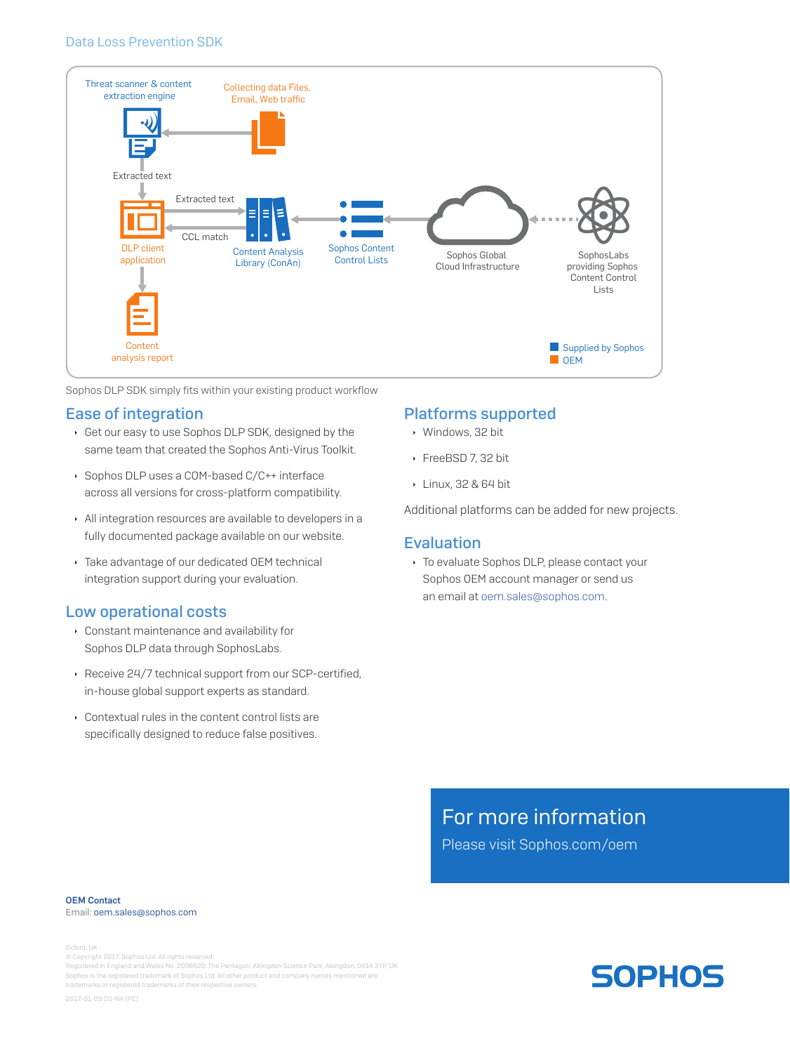Data Loss Prevention SDK

Threat scanner & content extraction engine

Collecting data Files, Email, Web traffic

Extracted text

Extracted text

CCL match

DLP client application

Content Analysis Library (ConAn)

Sophos Content Control Lists

Sophos Global Cloud Infrastructure

SophosLabs providing Sophos Content Control Lists

Content analysis report

Supplied by Sophos

OEM

Sophos DLP SDK simply fits within your existing product workflow

## Ease of integration

- Get our easy to use Sophos DLP SDK, designed by the same team that created the Sophos Anti-Virus Toolkit.
- Sophos DLP uses a COM-based C/C++ interface across all versions for cross-platform compatibility.
- All integration resources are available to developers in a fully documented package available on our website.
- Take advantage of our dedicated OEM technical integration support during your evaluation.

## Low operational costs

- Constant maintenance and availability for Sophos DLP data through SophosLabs.
- Receive 24/7 technical support from our SCP-certified, in-house global support experts as standard.
- Contextual rules in the content control lists are specifically designed to reduce false positives.

## Platforms supported

- Windows, 32 bit
- FreeBSD 7, 32 bit
- Linux, 32 & 64 bit

Additional platforms can be added for new projects.

## Evaluation

- To evaluate Sophos DLP, please contact your Sophos OEM account manager or send us an email at oem.sales@sophos.com.

## For more information

Please visit Sophos.com/oem

**OEM Contact**
Email: oem.sales@sophos.com

Oxford, UK
© Copyright 2017. Sophos Ltd. All rights reserved.
Registered in England and Wales No. 2096520, The Pentagon, Abingdon Science Park, Abingdon, OX14 3YP, UK
Sophos is the registered trademark of Sophos Ltd. All other product and company names mentioned are trademarks or registered trademarks of their respective owners.

2017-01-09 DS-NA (PC)

SOPHOS